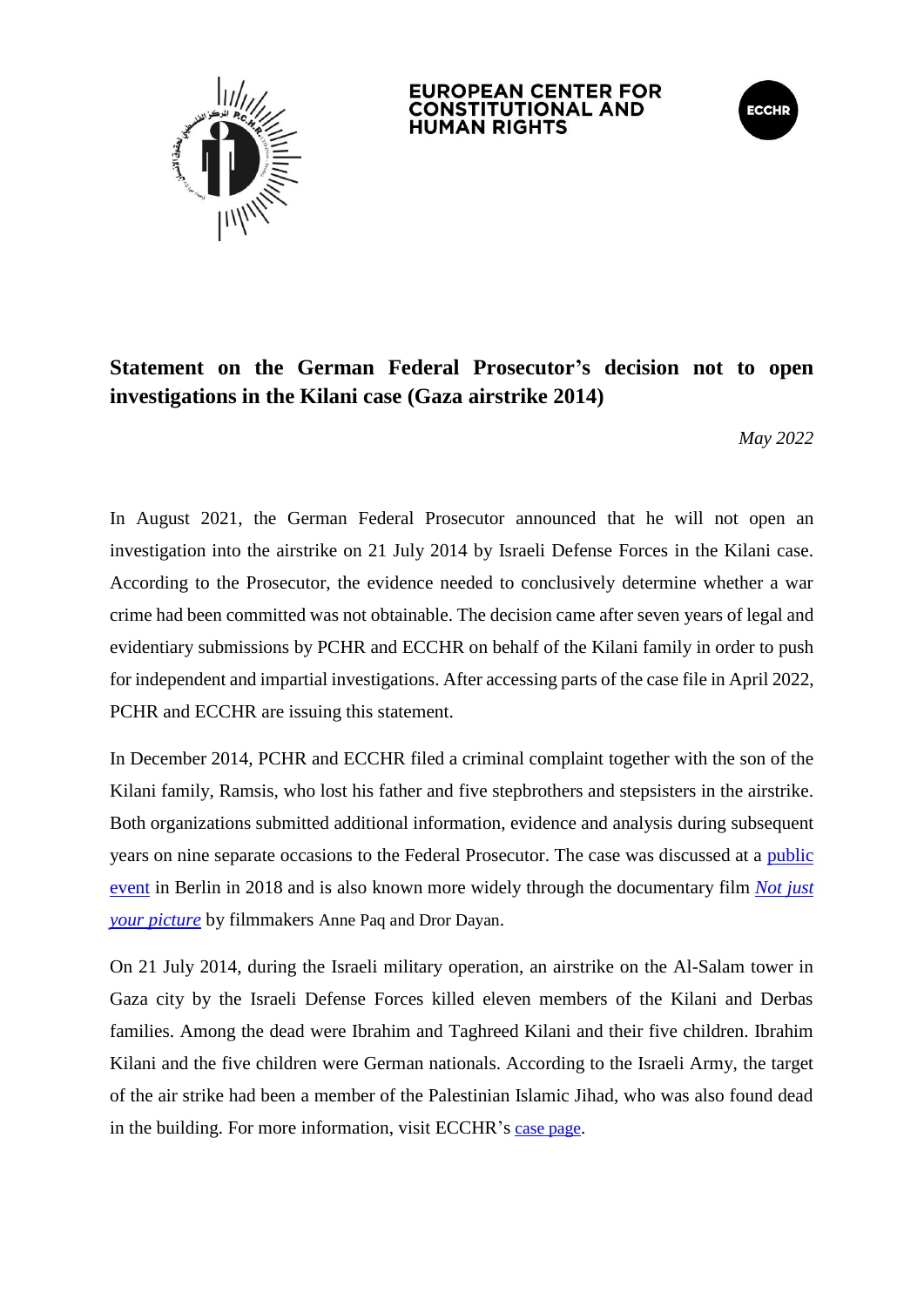EUROPEAN CENTER FOR CONSTITUTIONAL AND HUMAN RIGHTS

ECCHR

# Statement on the German Federal Prosecutor's decision not to open investigations in the Kilani case (Gaza airstrike 2014)

*May 2022*

In August 2021, the German Federal Prosecutor announced that he will not open an investigation into the airstrike on 21 July 2014 by Israeli Defense Forces in the Kilani case. According to the Prosecutor, the evidence needed to conclusively determine whether a war crime had been committed was not obtainable. The decision came after seven years of legal and evidentiary submissions by PCHR and ECCHR on behalf of the Kilani family in order to push for independent and impartial investigations. After accessing parts of the case file in April 2022, PCHR and ECCHR are issuing this statement.

In December 2014, PCHR and ECCHR filed a criminal complaint together with the son of the Kilani family, Ramsis, who lost his father and five stepbrothers and stepsisters in the airstrike. Both organizations submitted additional information, evidence and analysis during subsequent years on nine separate occasions to the Federal Prosecutor. The case was discussed at a public event in Berlin in 2018 and is also known more widely through the documentary film *Not just your picture* by filmmakers Anne Paq and Dror Dayan.

On 21 July 2014, during the Israeli military operation, an airstrike on the Al-Salam tower in Gaza city by the Israeli Defense Forces killed eleven members of the Kilani and Derbas families. Among the dead were Ibrahim and Taghreed Kilani and their five children. Ibrahim Kilani and the five children were German nationals. According to the Israeli Army, the target of the air strike had been a member of the Palestinian Islamic Jihad, who was also found dead in the building. For more information, visit ECCHR's case page.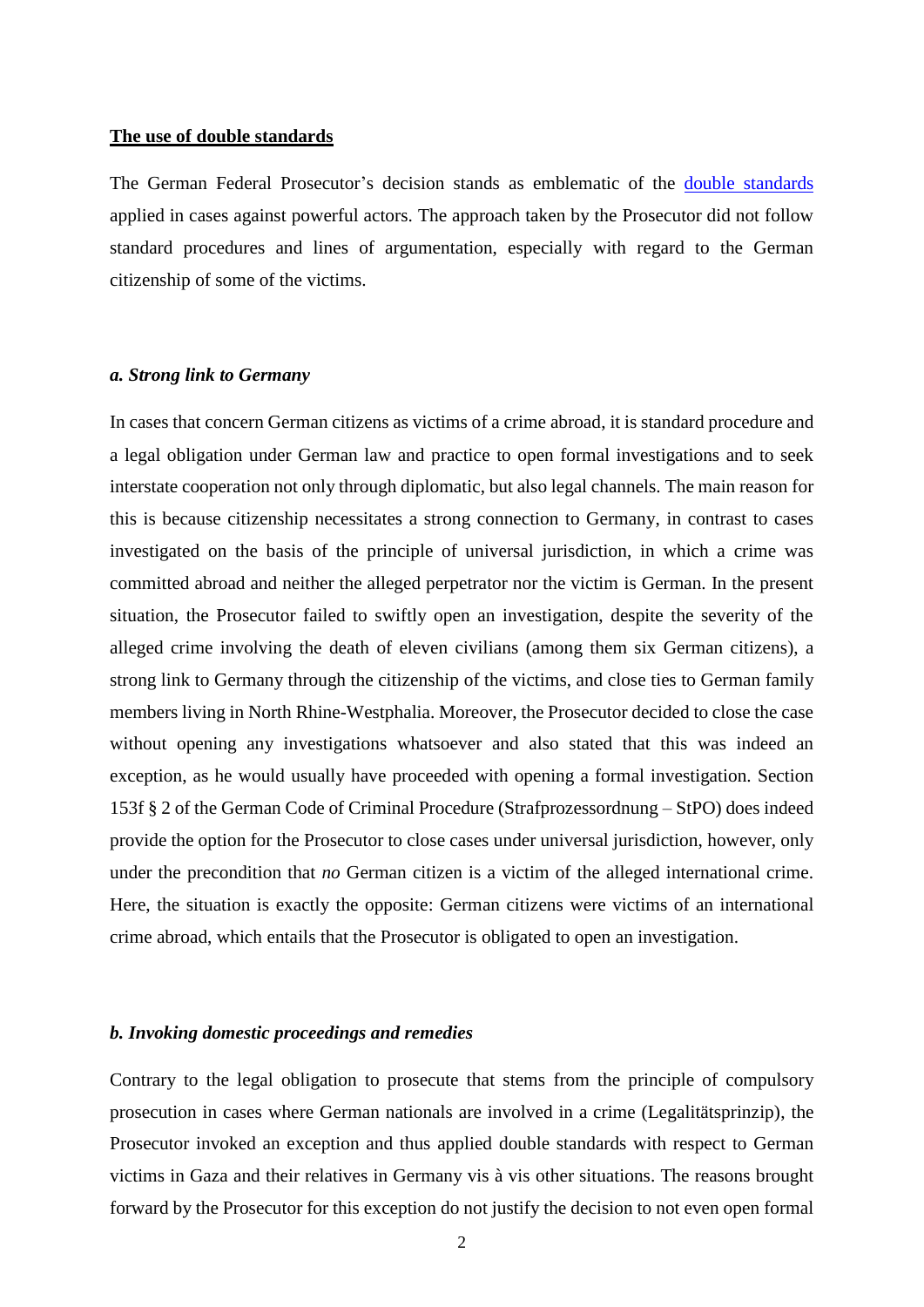**The use of double standards**

The German Federal Prosecutor's decision stands as emblematic of the double standards applied in cases against powerful actors. The approach taken by the Prosecutor did not follow standard procedures and lines of argumentation, especially with regard to the German citizenship of some of the victims.

***a. Strong link to Germany***

In cases that concern German citizens as victims of a crime abroad, it is standard procedure and a legal obligation under German law and practice to open formal investigations and to seek interstate cooperation not only through diplomatic, but also legal channels. The main reason for this is because citizenship necessitates a strong connection to Germany, in contrast to cases investigated on the basis of the principle of universal jurisdiction, in which a crime was committed abroad and neither the alleged perpetrator nor the victim is German. In the present situation, the Prosecutor failed to swiftly open an investigation, despite the severity of the alleged crime involving the death of eleven civilians (among them six German citizens), a strong link to Germany through the citizenship of the victims, and close ties to German family members living in North Rhine-Westphalia. Moreover, the Prosecutor decided to close the case without opening any investigations whatsoever and also stated that this was indeed an exception, as he would usually have proceeded with opening a formal investigation. Section 153f § 2 of the German Code of Criminal Procedure (Strafprozessordnung – StPO) does indeed provide the option for the Prosecutor to close cases under universal jurisdiction, however, only under the precondition that *no* German citizen is a victim of the alleged international crime. Here, the situation is exactly the opposite: German citizens were victims of an international crime abroad, which entails that the Prosecutor is obligated to open an investigation.

***b. Invoking domestic proceedings and remedies***

Contrary to the legal obligation to prosecute that stems from the principle of compulsory prosecution in cases where German nationals are involved in a crime (Legalitätsprinzip), the Prosecutor invoked an exception and thus applied double standards with respect to German victims in Gaza and their relatives in Germany vis à vis other situations. The reasons brought forward by the Prosecutor for this exception do not justify the decision to not even open formal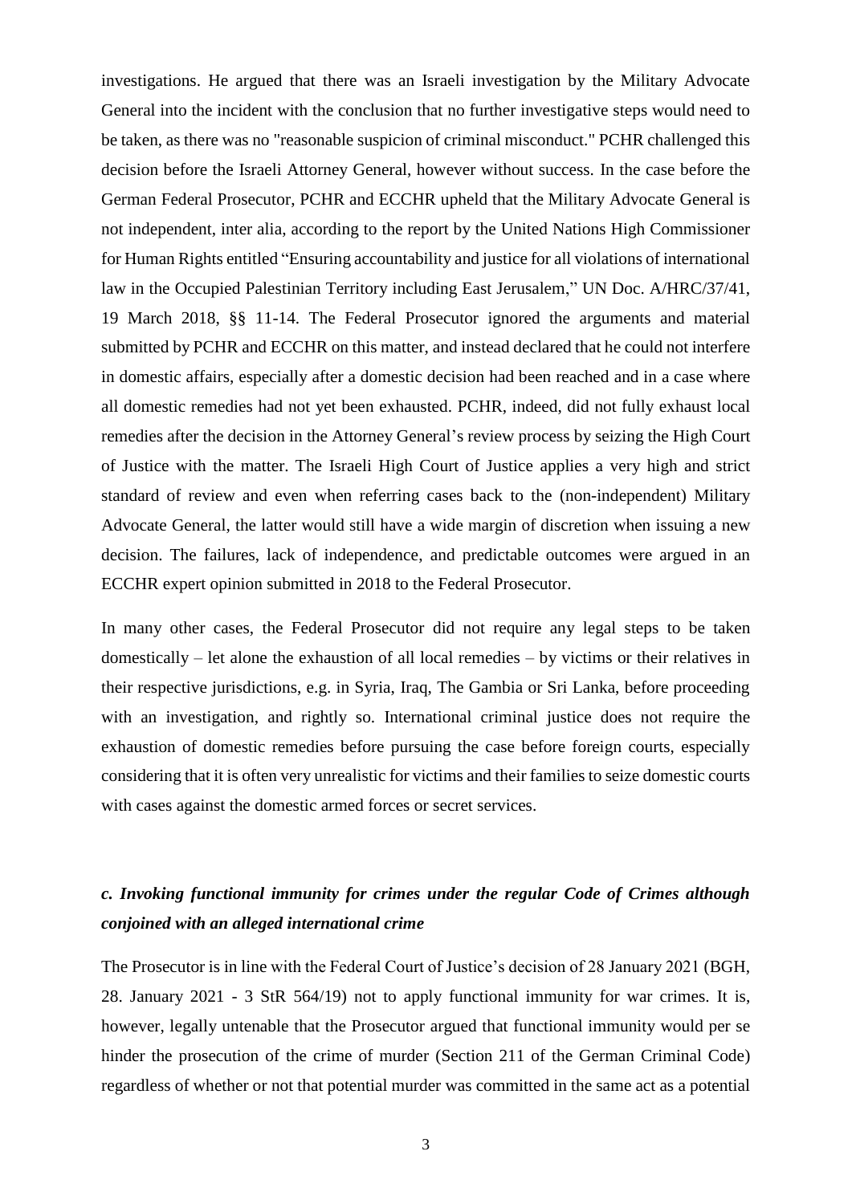investigations. He argued that there was an Israeli investigation by the Military Advocate General into the incident with the conclusion that no further investigative steps would need to be taken, as there was no "reasonable suspicion of criminal misconduct." PCHR challenged this decision before the Israeli Attorney General, however without success. In the case before the German Federal Prosecutor, PCHR and ECCHR upheld that the Military Advocate General is not independent, inter alia, according to the report by the United Nations High Commissioner for Human Rights entitled "Ensuring accountability and justice for all violations of international law in the Occupied Palestinian Territory including East Jerusalem," UN Doc. A/HRC/37/41, 19 March 2018, §§ 11-14. The Federal Prosecutor ignored the arguments and material submitted by PCHR and ECCHR on this matter, and instead declared that he could not interfere in domestic affairs, especially after a domestic decision had been reached and in a case where all domestic remedies had not yet been exhausted. PCHR, indeed, did not fully exhaust local remedies after the decision in the Attorney General's review process by seizing the High Court of Justice with the matter. The Israeli High Court of Justice applies a very high and strict standard of review and even when referring cases back to the (non-independent) Military Advocate General, the latter would still have a wide margin of discretion when issuing a new decision. The failures, lack of independence, and predictable outcomes were argued in an ECCHR expert opinion submitted in 2018 to the Federal Prosecutor.

In many other cases, the Federal Prosecutor did not require any legal steps to be taken domestically – let alone the exhaustion of all local remedies – by victims or their relatives in their respective jurisdictions, e.g. in Syria, Iraq, The Gambia or Sri Lanka, before proceeding with an investigation, and rightly so. International criminal justice does not require the exhaustion of domestic remedies before pursuing the case before foreign courts, especially considering that it is often very unrealistic for victims and their families to seize domestic courts with cases against the domestic armed forces or secret services.

### *c. Invoking functional immunity for crimes under the regular Code of Crimes although conjoined with an alleged international crime*

The Prosecutor is in line with the Federal Court of Justice's decision of 28 January 2021 (BGH, 28. January 2021 - 3 StR 564/19) not to apply functional immunity for war crimes. It is, however, legally untenable that the Prosecutor argued that functional immunity would per se hinder the prosecution of the crime of murder (Section 211 of the German Criminal Code) regardless of whether or not that potential murder was committed in the same act as a potential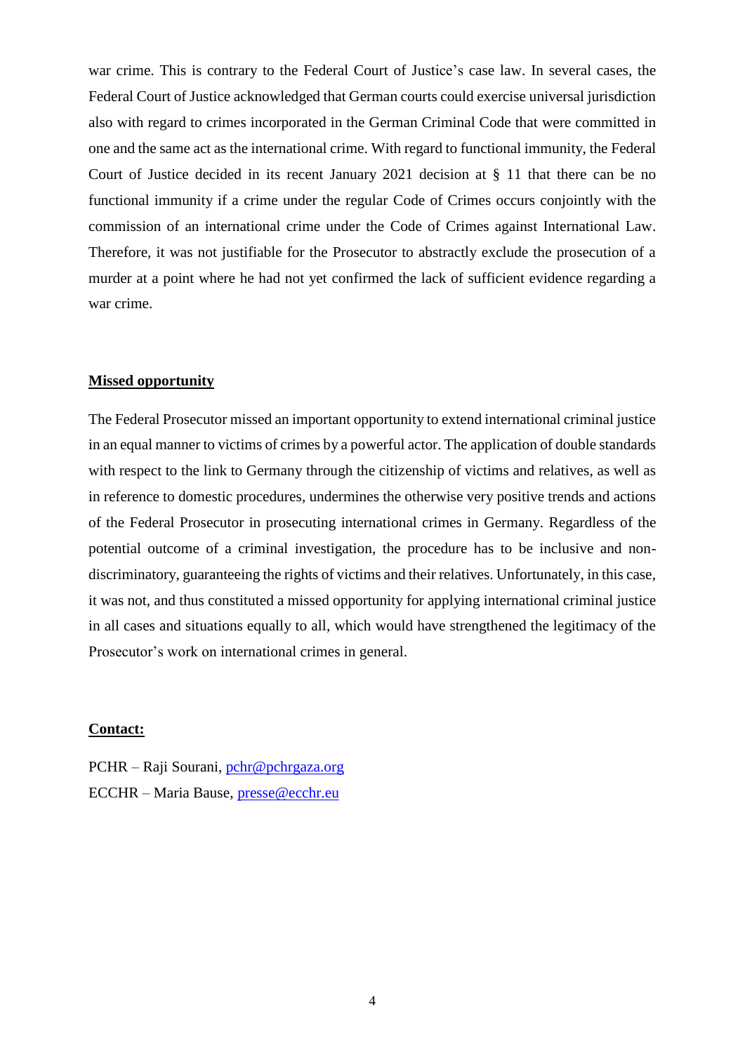war crime. This is contrary to the Federal Court of Justice's case law. In several cases, the Federal Court of Justice acknowledged that German courts could exercise universal jurisdiction also with regard to crimes incorporated in the German Criminal Code that were committed in one and the same act as the international crime. With regard to functional immunity, the Federal Court of Justice decided in its recent January 2021 decision at § 11 that there can be no functional immunity if a crime under the regular Code of Crimes occurs conjointly with the commission of an international crime under the Code of Crimes against International Law. Therefore, it was not justifiable for the Prosecutor to abstractly exclude the prosecution of a murder at a point where he had not yet confirmed the lack of sufficient evidence regarding a war crime.

## Missed opportunity

The Federal Prosecutor missed an important opportunity to extend international criminal justice in an equal manner to victims of crimes by a powerful actor. The application of double standards with respect to the link to Germany through the citizenship of victims and relatives, as well as in reference to domestic procedures, undermines the otherwise very positive trends and actions of the Federal Prosecutor in prosecuting international crimes in Germany. Regardless of the potential outcome of a criminal investigation, the procedure has to be inclusive and non-discriminatory, guaranteeing the rights of victims and their relatives. Unfortunately, in this case, it was not, and thus constituted a missed opportunity for applying international criminal justice in all cases and situations equally to all, which would have strengthened the legitimacy of the Prosecutor's work on international crimes in general.

## Contact:

PCHR – Raji Sourani, pchr@pchrgaza.org

ECCHR – Maria Bause, presse@ecchr.eu